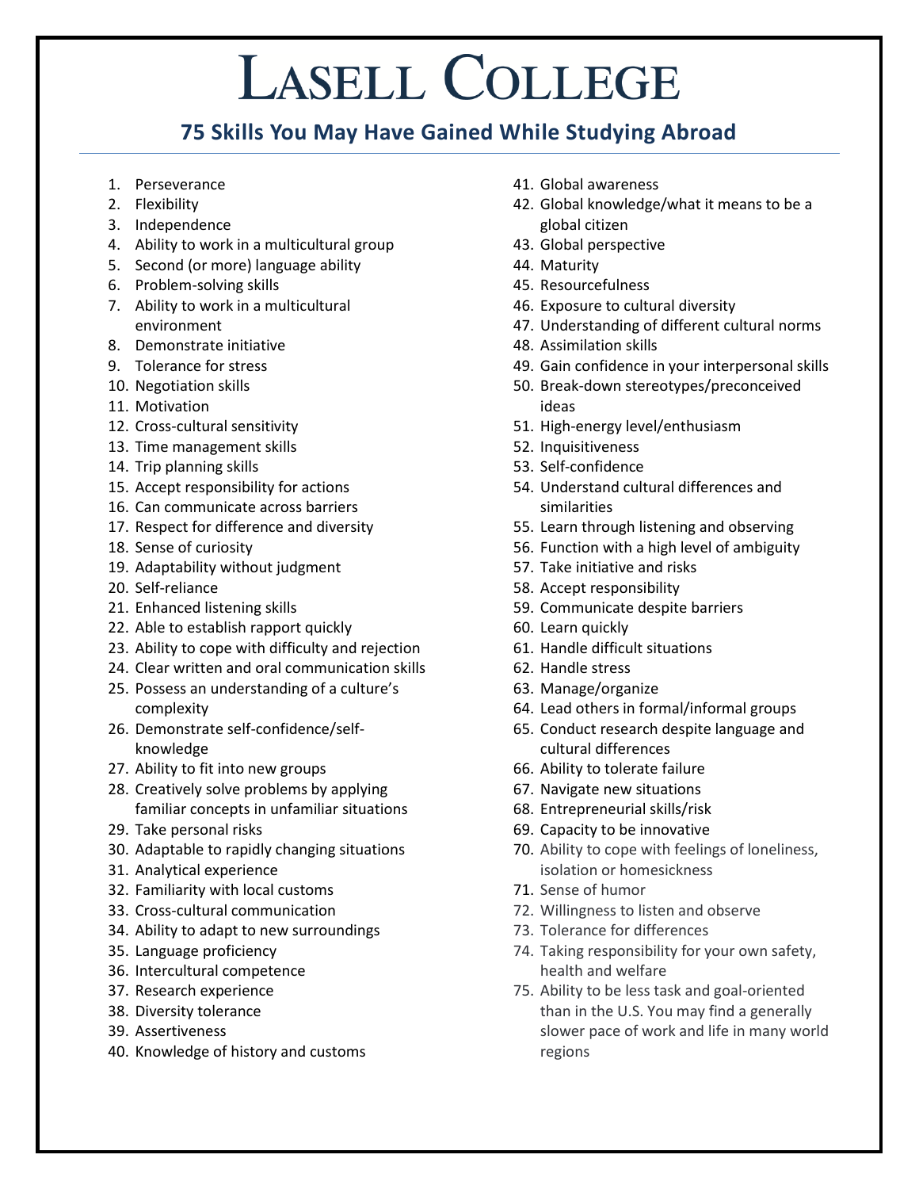# Lasell College

## 75 Skills You May Have Gained While Studying Abroad

1. Perseverance
2. Flexibility
3. Independence
4. Ability to work in a multicultural group
5. Second (or more) language ability
6. Problem-solving skills
7. Ability to work in a multicultural environment
8. Demonstrate initiative
9. Tolerance for stress
10. Negotiation skills
11. Motivation
12. Cross-cultural sensitivity
13. Time management skills
14. Trip planning skills
15. Accept responsibility for actions
16. Can communicate across barriers
17. Respect for difference and diversity
18. Sense of curiosity
19. Adaptability without judgment
20. Self-reliance
21. Enhanced listening skills
22. Able to establish rapport quickly
23. Ability to cope with difficulty and rejection
24. Clear written and oral communication skills
25. Possess an understanding of a culture's complexity
26. Demonstrate self-confidence/self-knowledge
27. Ability to fit into new groups
28. Creatively solve problems by applying familiar concepts in unfamiliar situations
29. Take personal risks
30. Adaptable to rapidly changing situations
31. Analytical experience
32. Familiarity with local customs
33. Cross-cultural communication
34. Ability to adapt to new surroundings
35. Language proficiency
36. Intercultural competence
37. Research experience
38. Diversity tolerance
39. Assertiveness
40. Knowledge of history and customs
41. Global awareness
42. Global knowledge/what it means to be a global citizen
43. Global perspective
44. Maturity
45. Resourcefulness
46. Exposure to cultural diversity
47. Understanding of different cultural norms
48. Assimilation skills
49. Gain confidence in your interpersonal skills
50. Break-down stereotypes/preconceived ideas
51. High-energy level/enthusiasm
52. Inquisitiveness
53. Self-confidence
54. Understand cultural differences and similarities
55. Learn through listening and observing
56. Function with a high level of ambiguity
57. Take initiative and risks
58. Accept responsibility
59. Communicate despite barriers
60. Learn quickly
61. Handle difficult situations
62. Handle stress
63. Manage/organize
64. Lead others in formal/informal groups
65. Conduct research despite language and cultural differences
66. Ability to tolerate failure
67. Navigate new situations
68. Entrepreneurial skills/risk
69. Capacity to be innovative
70. Ability to cope with feelings of loneliness, isolation or homesickness
71. Sense of humor
72. Willingness to listen and observe
73. Tolerance for differences
74. Taking responsibility for your own safety, health and welfare
75. Ability to be less task and goal-oriented than in the U.S. You may find a generally slower pace of work and life in many world regions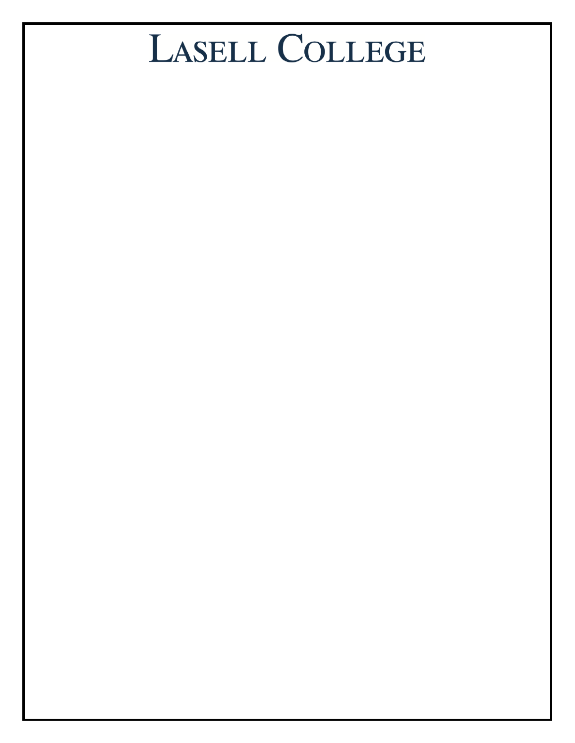# LASELL COLLEGE